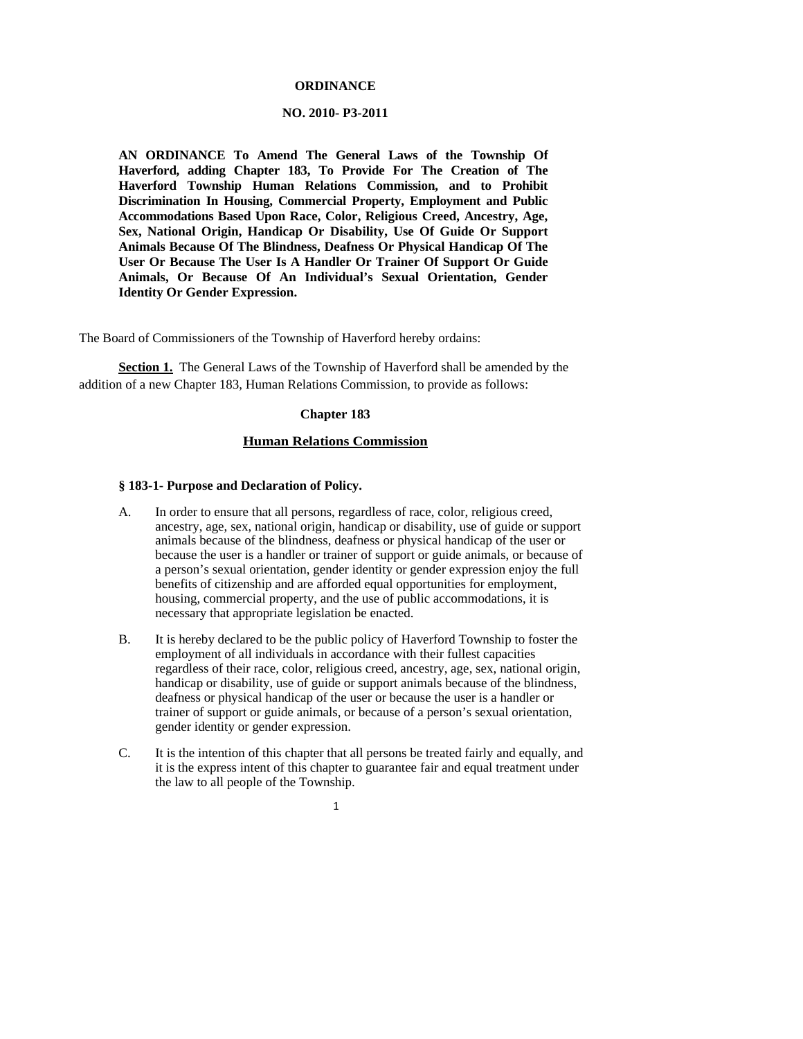**ORDINANCE**

**NO. 2010- P3-2011**

**AN ORDINANCE To Amend The General Laws of the Township Of Haverford, adding Chapter 183, To Provide For The Creation of The Haverford Township Human Relations Commission, and to Prohibit Discrimination In Housing, Commercial Property, Employment and Public Accommodations Based Upon Race, Color, Religious Creed, Ancestry, Age, Sex, National Origin, Handicap Or Disability, Use Of Guide Or Support Animals Because Of The Blindness, Deafness Or Physical Handicap Of The User Or Because The User Is A Handler Or Trainer Of Support Or Guide Animals, Or Because Of An Individual's Sexual Orientation, Gender Identity Or Gender Expression.**

The Board of Commissioners of the Township of Haverford hereby ordains:

**Section 1.** The General Laws of the Township of Haverford shall be amended by the addition of a new Chapter 183, Human Relations Commission, to provide as follows:

## Chapter 183

## Human Relations Commission

### § 183-1- Purpose and Declaration of Policy.

A. In order to ensure that all persons, regardless of race, color, religious creed, ancestry, age, sex, national origin, handicap or disability, use of guide or support animals because of the blindness, deafness or physical handicap of the user or because the user is a handler or trainer of support or guide animals, or because of a person's sexual orientation, gender identity or gender expression enjoy the full benefits of citizenship and are afforded equal opportunities for employment, housing, commercial property, and the use of public accommodations, it is necessary that appropriate legislation be enacted.

B. It is hereby declared to be the public policy of Haverford Township to foster the employment of all individuals in accordance with their fullest capacities regardless of their race, color, religious creed, ancestry, age, sex, national origin, handicap or disability, use of guide or support animals because of the blindness, deafness or physical handicap of the user or because the user is a handler or trainer of support or guide animals, or because of a person's sexual orientation, gender identity or gender expression.

C. It is the intention of this chapter that all persons be treated fairly and equally, and it is the express intent of this chapter to guarantee fair and equal treatment under the law to all people of the Township.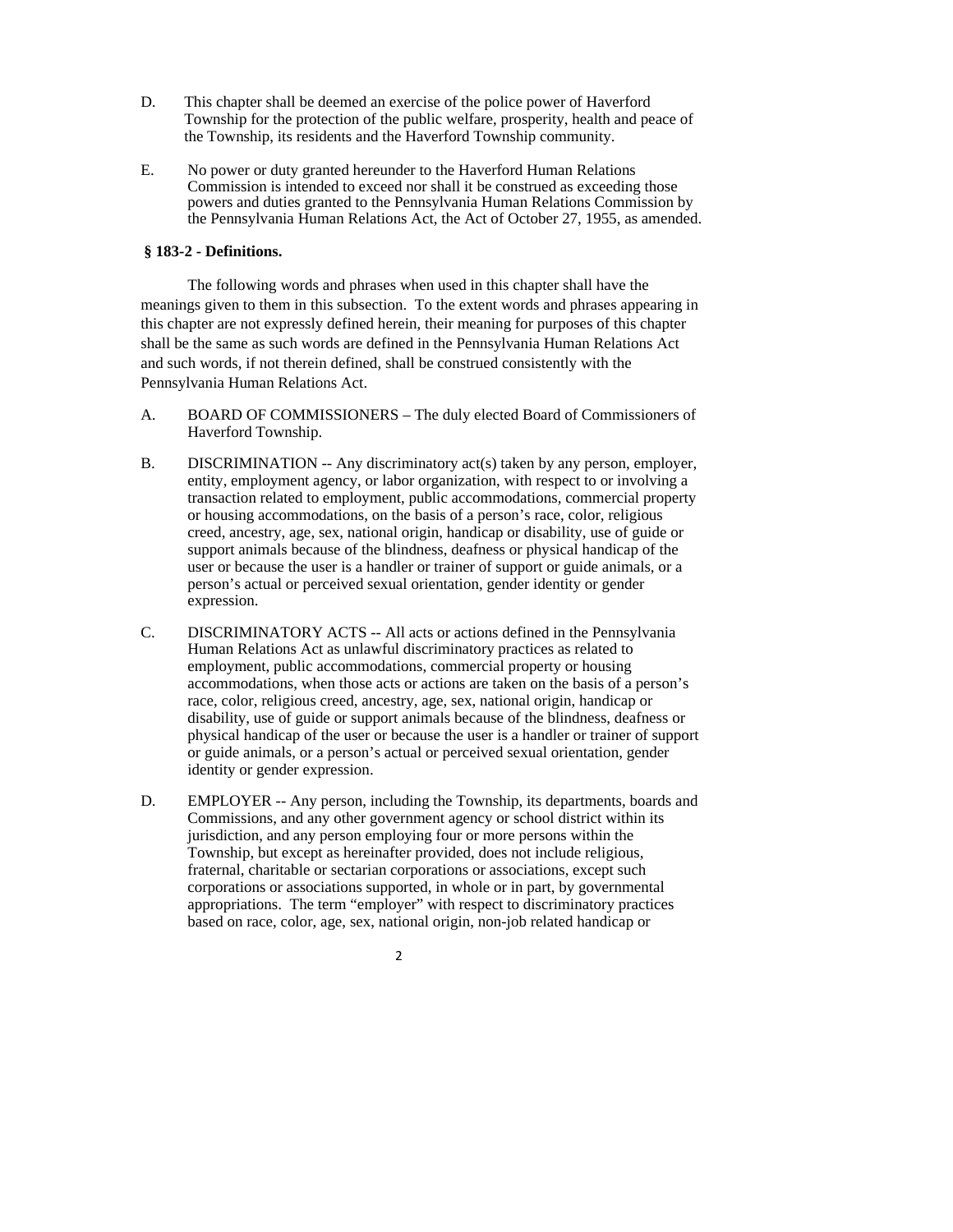D. This chapter shall be deemed an exercise of the police power of Haverford Township for the protection of the public welfare, prosperity, health and peace of the Township, its residents and the Haverford Township community.

E. No power or duty granted hereunder to the Haverford Human Relations Commission is intended to exceed nor shall it be construed as exceeding those powers and duties granted to the Pennsylvania Human Relations Commission by the Pennsylvania Human Relations Act, the Act of October 27, 1955, as amended.

**§ 183-2 - Definitions.**

The following words and phrases when used in this chapter shall have the meanings given to them in this subsection. To the extent words and phrases appearing in this chapter are not expressly defined herein, their meaning for purposes of this chapter shall be the same as such words are defined in the Pennsylvania Human Relations Act and such words, if not therein defined, shall be construed consistently with the Pennsylvania Human Relations Act.

A. BOARD OF COMMISSIONERS – The duly elected Board of Commissioners of Haverford Township.

B. DISCRIMINATION -- Any discriminatory act(s) taken by any person, employer, entity, employment agency, or labor organization, with respect to or involving a transaction related to employment, public accommodations, commercial property or housing accommodations, on the basis of a person's race, color, religious creed, ancestry, age, sex, national origin, handicap or disability, use of guide or support animals because of the blindness, deafness or physical handicap of the user or because the user is a handler or trainer of support or guide animals, or a person's actual or perceived sexual orientation, gender identity or gender expression.

C. DISCRIMINATORY ACTS -- All acts or actions defined in the Pennsylvania Human Relations Act as unlawful discriminatory practices as related to employment, public accommodations, commercial property or housing accommodations, when those acts or actions are taken on the basis of a person's race, color, religious creed, ancestry, age, sex, national origin, handicap or disability, use of guide or support animals because of the blindness, deafness or physical handicap of the user or because the user is a handler or trainer of support or guide animals, or a person's actual or perceived sexual orientation, gender identity or gender expression.

D. EMPLOYER -- Any person, including the Township, its departments, boards and Commissions, and any other government agency or school district within its jurisdiction, and any person employing four or more persons within the Township, but except as hereinafter provided, does not include religious, fraternal, charitable or sectarian corporations or associations, except such corporations or associations supported, in whole or in part, by governmental appropriations. The term "employer" with respect to discriminatory practices based on race, color, age, sex, national origin, non-job related handicap or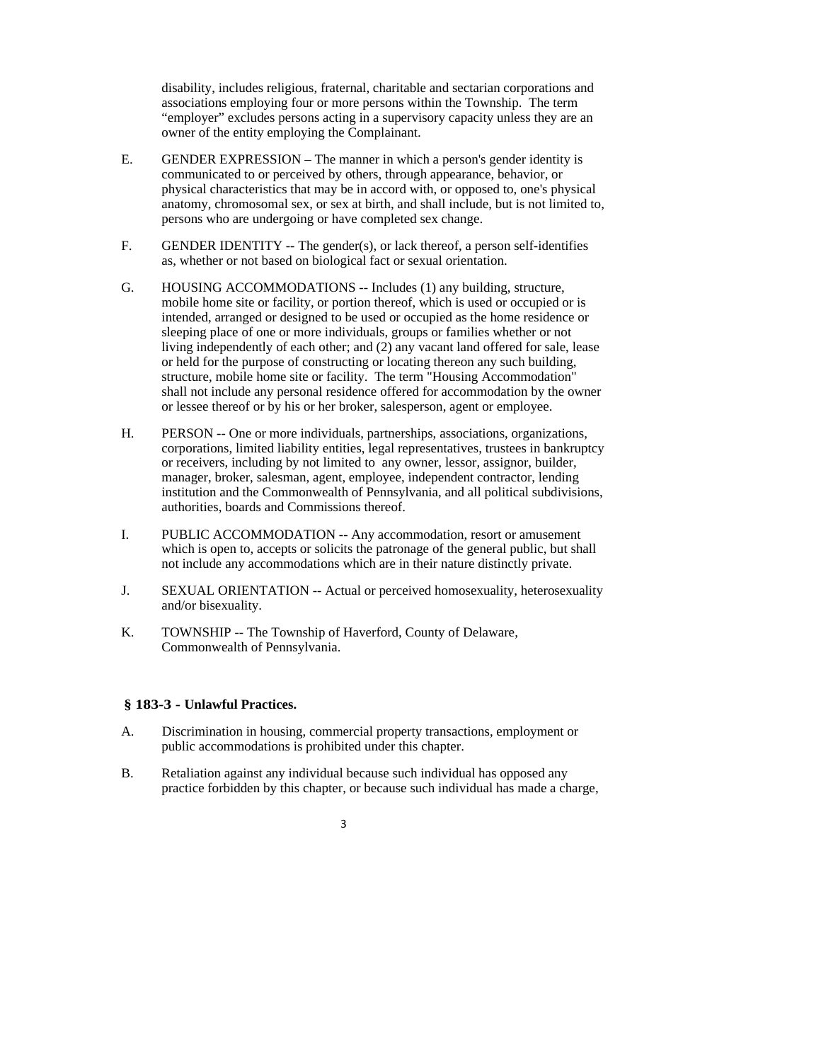disability, includes religious, fraternal, charitable and sectarian corporations and associations employing four or more persons within the Township. The term “employer” excludes persons acting in a supervisory capacity unless they are an owner of the entity employing the Complainant.

E. GENDER EXPRESSION – The manner in which a person's gender identity is communicated to or perceived by others, through appearance, behavior, or physical characteristics that may be in accord with, or opposed to, one's physical anatomy, chromosomal sex, or sex at birth, and shall include, but is not limited to, persons who are undergoing or have completed sex change.

F. GENDER IDENTITY -- The gender(s), or lack thereof, a person self-identifies as, whether or not based on biological fact or sexual orientation.

G. HOUSING ACCOMMODATIONS -- Includes (1) any building, structure, mobile home site or facility, or portion thereof, which is used or occupied or is intended, arranged or designed to be used or occupied as the home residence or sleeping place of one or more individuals, groups or families whether or not living independently of each other; and (2) any vacant land offered for sale, lease or held for the purpose of constructing or locating thereon any such building, structure, mobile home site or facility. The term "Housing Accommodation" shall not include any personal residence offered for accommodation by the owner or lessee thereof or by his or her broker, salesperson, agent or employee.

H. PERSON -- One or more individuals, partnerships, associations, organizations, corporations, limited liability entities, legal representatives, trustees in bankruptcy or receivers, including by not limited to any owner, lessor, assignor, builder, manager, broker, salesman, agent, employee, independent contractor, lending institution and the Commonwealth of Pennsylvania, and all political subdivisions, authorities, boards and Commissions thereof.

I. PUBLIC ACCOMMODATION -- Any accommodation, resort or amusement which is open to, accepts or solicits the patronage of the general public, but shall not include any accommodations which are in their nature distinctly private.

J. SEXUAL ORIENTATION -- Actual or perceived homosexuality, heterosexuality and/or bisexuality.

K. TOWNSHIP -- The Township of Haverford, County of Delaware, Commonwealth of Pennsylvania.

### § 183-3 - Unlawful Practices.

A. Discrimination in housing, commercial property transactions, employment or public accommodations is prohibited under this chapter.

B. Retaliation against any individual because such individual has opposed any practice forbidden by this chapter, or because such individual has made a charge,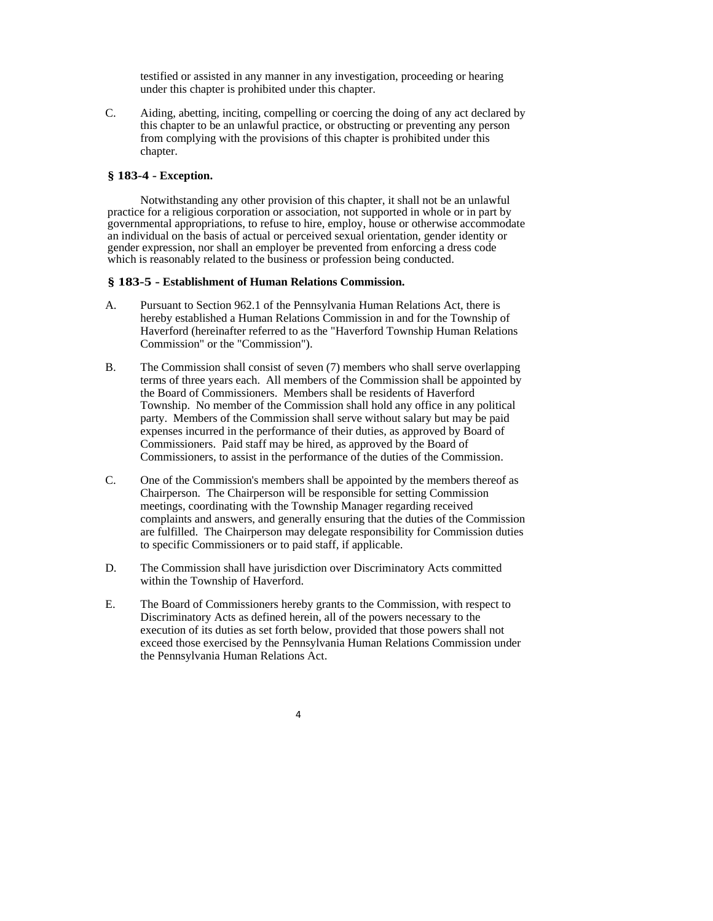testified or assisted in any manner in any investigation, proceeding or hearing under this chapter is prohibited under this chapter.

C. Aiding, abetting, inciting, compelling or coercing the doing of any act declared by this chapter to be an unlawful practice, or obstructing or preventing any person from complying with the provisions of this chapter is prohibited under this chapter.

**§ 183-4 - Exception.**

Notwithstanding any other provision of this chapter, it shall not be an unlawful practice for a religious corporation or association, not supported in whole or in part by governmental appropriations, to refuse to hire, employ, house or otherwise accommodate an individual on the basis of actual or perceived sexual orientation, gender identity or gender expression, nor shall an employer be prevented from enforcing a dress code which is reasonably related to the business or profession being conducted.

**§ 183-5 - Establishment of Human Relations Commission.**

A. Pursuant to Section 962.1 of the Pennsylvania Human Relations Act, there is hereby established a Human Relations Commission in and for the Township of Haverford (hereinafter referred to as the "Haverford Township Human Relations Commission" or the "Commission").

B. The Commission shall consist of seven (7) members who shall serve overlapping terms of three years each. All members of the Commission shall be appointed by the Board of Commissioners. Members shall be residents of Haverford Township. No member of the Commission shall hold any office in any political party. Members of the Commission shall serve without salary but may be paid expenses incurred in the performance of their duties, as approved by Board of Commissioners. Paid staff may be hired, as approved by the Board of Commissioners, to assist in the performance of the duties of the Commission.

C. One of the Commission's members shall be appointed by the members thereof as Chairperson. The Chairperson will be responsible for setting Commission meetings, coordinating with the Township Manager regarding received complaints and answers, and generally ensuring that the duties of the Commission are fulfilled. The Chairperson may delegate responsibility for Commission duties to specific Commissioners or to paid staff, if applicable.

D. The Commission shall have jurisdiction over Discriminatory Acts committed within the Township of Haverford.

E. The Board of Commissioners hereby grants to the Commission, with respect to Discriminatory Acts as defined herein, all of the powers necessary to the execution of its duties as set forth below, provided that those powers shall not exceed those exercised by the Pennsylvania Human Relations Commission under the Pennsylvania Human Relations Act.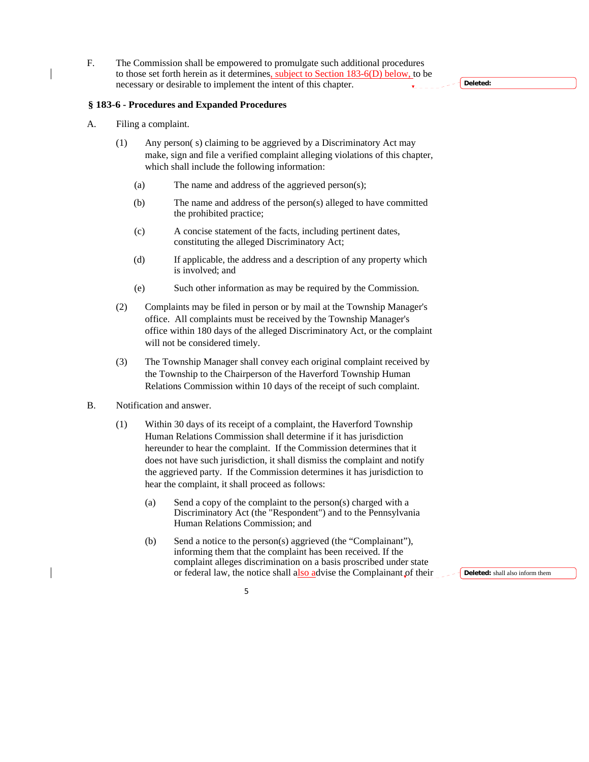F. The Commission shall be empowered to promulgate such additional procedures to those set forth herein as it determines, subject to Section 183-6(D) below, to be necessary or desirable to implement the intent of this chapter.

**§ 183-6 - Procedures and Expanded Procedures**

A. Filing a complaint.

(1) Any person( s) claiming to be aggrieved by a Discriminatory Act may make, sign and file a verified complaint alleging violations of this chapter, which shall include the following information:

(a) The name and address of the aggrieved person(s);

(b) The name and address of the person(s) alleged to have committed the prohibited practice;

(c) A concise statement of the facts, including pertinent dates, constituting the alleged Discriminatory Act;

(d) If applicable, the address and a description of any property which is involved; and

(e) Such other information as may be required by the Commission.

(2) Complaints may be filed in person or by mail at the Township Manager's office. All complaints must be received by the Township Manager's office within 180 days of the alleged Discriminatory Act, or the complaint will not be considered timely.

(3) The Township Manager shall convey each original complaint received by the Township to the Chairperson of the Haverford Township Human Relations Commission within 10 days of the receipt of such complaint.

B. Notification and answer.

(1) Within 30 days of its receipt of a complaint, the Haverford Township Human Relations Commission shall determine if it has jurisdiction hereunder to hear the complaint. If the Commission determines that it does not have such jurisdiction, it shall dismiss the complaint and notify the aggrieved party. If the Commission determines it has jurisdiction to hear the complaint, it shall proceed as follows:

(a) Send a copy of the complaint to the person(s) charged with a Discriminatory Act (the "Respondent") and to the Pennsylvania Human Relations Commission; and

(b) Send a notice to the person(s) aggrieved (the "Complainant"), informing them that the complaint has been received. If the complaint alleges discrimination on a basis proscribed under state or federal law, the notice shall also advise the Complainant of their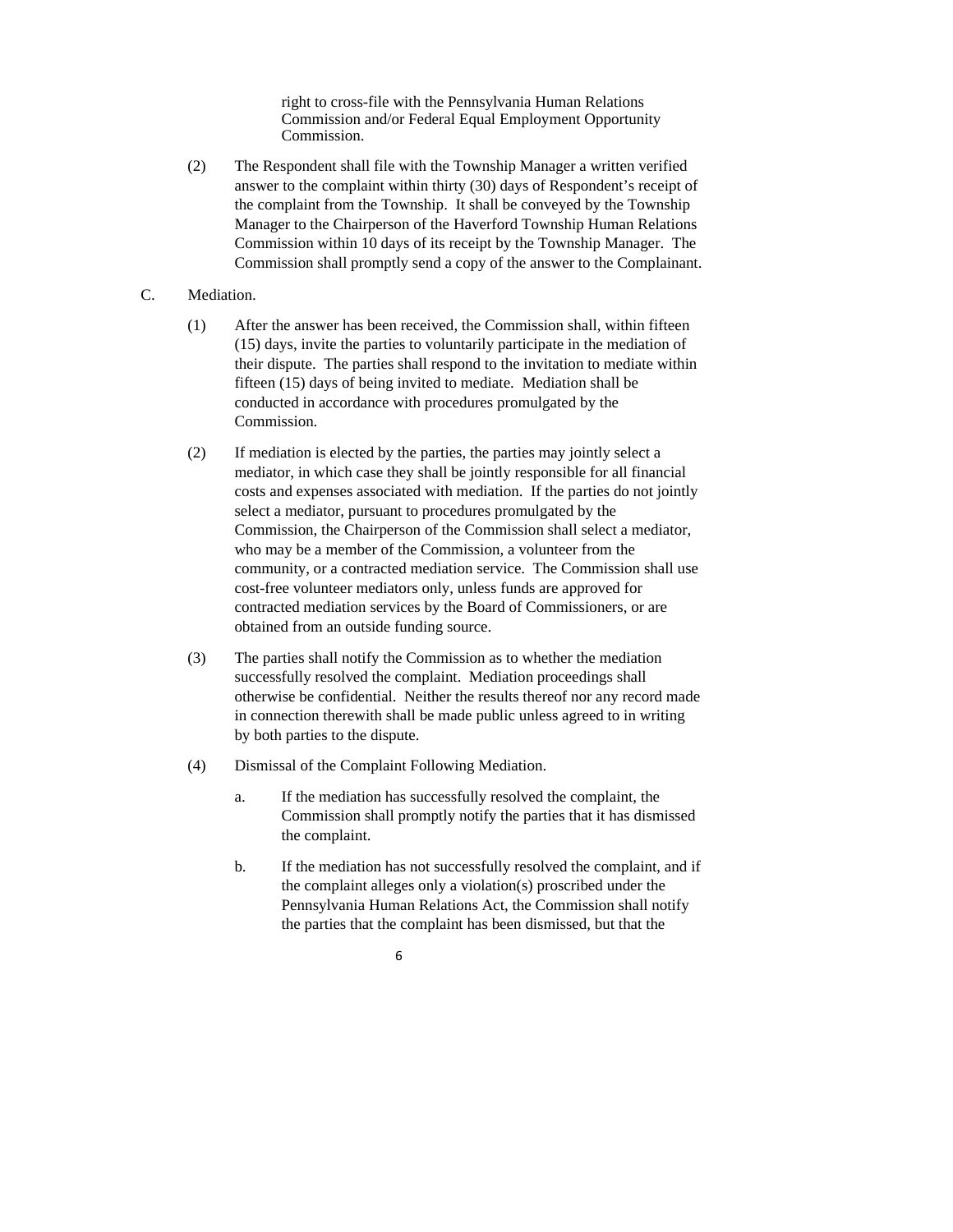right to cross-file with the Pennsylvania Human Relations Commission and/or Federal Equal Employment Opportunity Commission.

(2) The Respondent shall file with the Township Manager a written verified answer to the complaint within thirty (30) days of Respondent's receipt of the complaint from the Township. It shall be conveyed by the Township Manager to the Chairperson of the Haverford Township Human Relations Commission within 10 days of its receipt by the Township Manager. The Commission shall promptly send a copy of the answer to the Complainant.

C. Mediation.

(1) After the answer has been received, the Commission shall, within fifteen (15) days, invite the parties to voluntarily participate in the mediation of their dispute. The parties shall respond to the invitation to mediate within fifteen (15) days of being invited to mediate. Mediation shall be conducted in accordance with procedures promulgated by the Commission.

(2) If mediation is elected by the parties, the parties may jointly select a mediator, in which case they shall be jointly responsible for all financial costs and expenses associated with mediation. If the parties do not jointly select a mediator, pursuant to procedures promulgated by the Commission, the Chairperson of the Commission shall select a mediator, who may be a member of the Commission, a volunteer from the community, or a contracted mediation service. The Commission shall use cost-free volunteer mediators only, unless funds are approved for contracted mediation services by the Board of Commissioners, or are obtained from an outside funding source.

(3) The parties shall notify the Commission as to whether the mediation successfully resolved the complaint. Mediation proceedings shall otherwise be confidential. Neither the results thereof nor any record made in connection therewith shall be made public unless agreed to in writing by both parties to the dispute.

(4) Dismissal of the Complaint Following Mediation.

a. If the mediation has successfully resolved the complaint, the Commission shall promptly notify the parties that it has dismissed the complaint.

b. If the mediation has not successfully resolved the complaint, and if the complaint alleges only a violation(s) proscribed under the Pennsylvania Human Relations Act, the Commission shall notify the parties that the complaint has been dismissed, but that the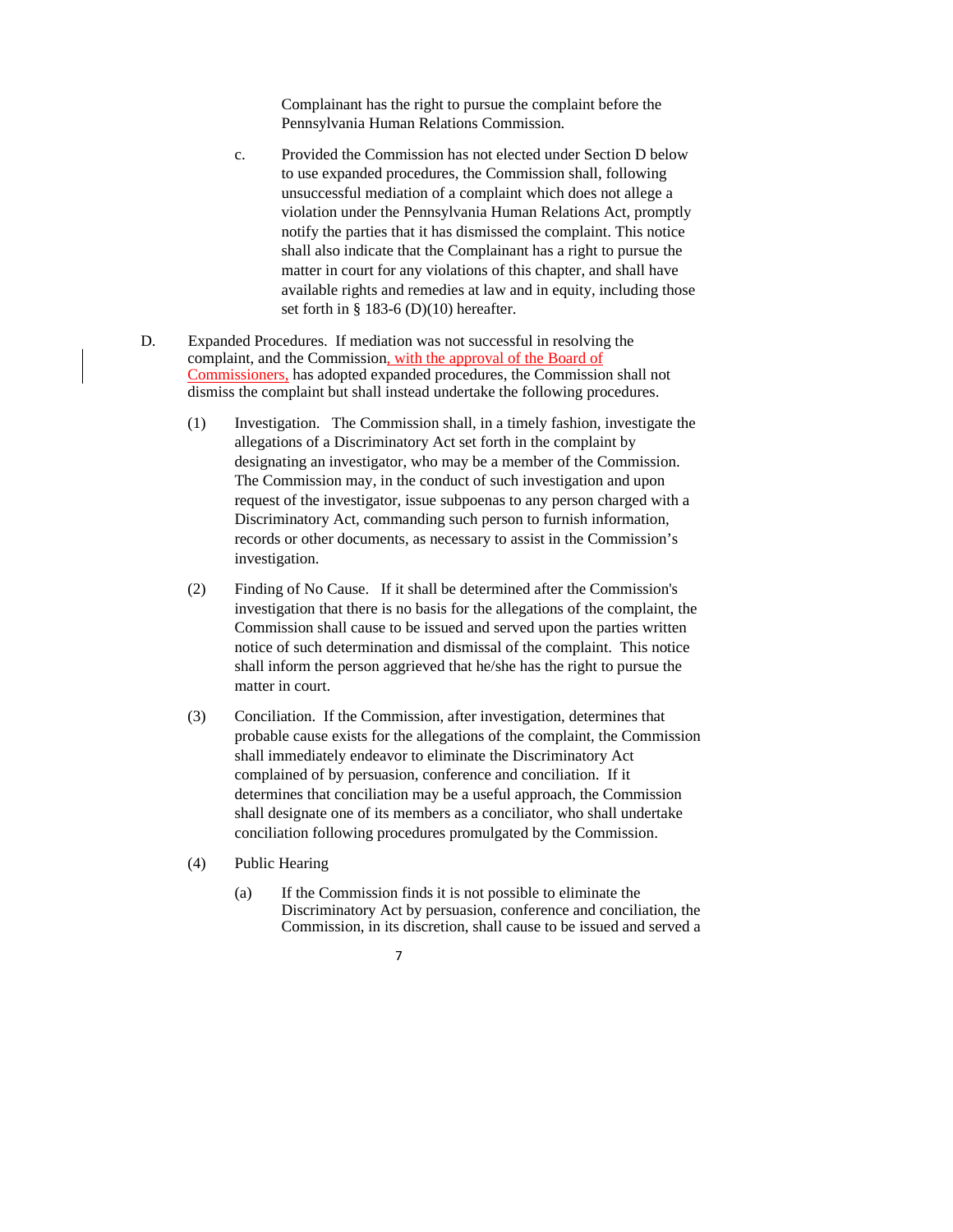Complainant has the right to pursue the complaint before the Pennsylvania Human Relations Commission.

c. Provided the Commission has not elected under Section D below to use expanded procedures, the Commission shall, following unsuccessful mediation of a complaint which does not allege a violation under the Pennsylvania Human Relations Act, promptly notify the parties that it has dismissed the complaint. This notice shall also indicate that the Complainant has a right to pursue the matter in court for any violations of this chapter, and shall have available rights and remedies at law and in equity, including those set forth in § 183-6 (D)(10) hereafter.

D. Expanded Procedures. If mediation was not successful in resolving the complaint, and the Commission, with the approval of the Board of Commissioners, has adopted expanded procedures, the Commission shall not dismiss the complaint but shall instead undertake the following procedures.

(1) Investigation. The Commission shall, in a timely fashion, investigate the allegations of a Discriminatory Act set forth in the complaint by designating an investigator, who may be a member of the Commission. The Commission may, in the conduct of such investigation and upon request of the investigator, issue subpoenas to any person charged with a Discriminatory Act, commanding such person to furnish information, records or other documents, as necessary to assist in the Commission's investigation.

(2) Finding of No Cause. If it shall be determined after the Commission's investigation that there is no basis for the allegations of the complaint, the Commission shall cause to be issued and served upon the parties written notice of such determination and dismissal of the complaint. This notice shall inform the person aggrieved that he/she has the right to pursue the matter in court.

(3) Conciliation. If the Commission, after investigation, determines that probable cause exists for the allegations of the complaint, the Commission shall immediately endeavor to eliminate the Discriminatory Act complained of by persuasion, conference and conciliation. If it determines that conciliation may be a useful approach, the Commission shall designate one of its members as a conciliator, who shall undertake conciliation following procedures promulgated by the Commission.

(4) Public Hearing

(a) If the Commission finds it is not possible to eliminate the Discriminatory Act by persuasion, conference and conciliation, the Commission, in its discretion, shall cause to be issued and served a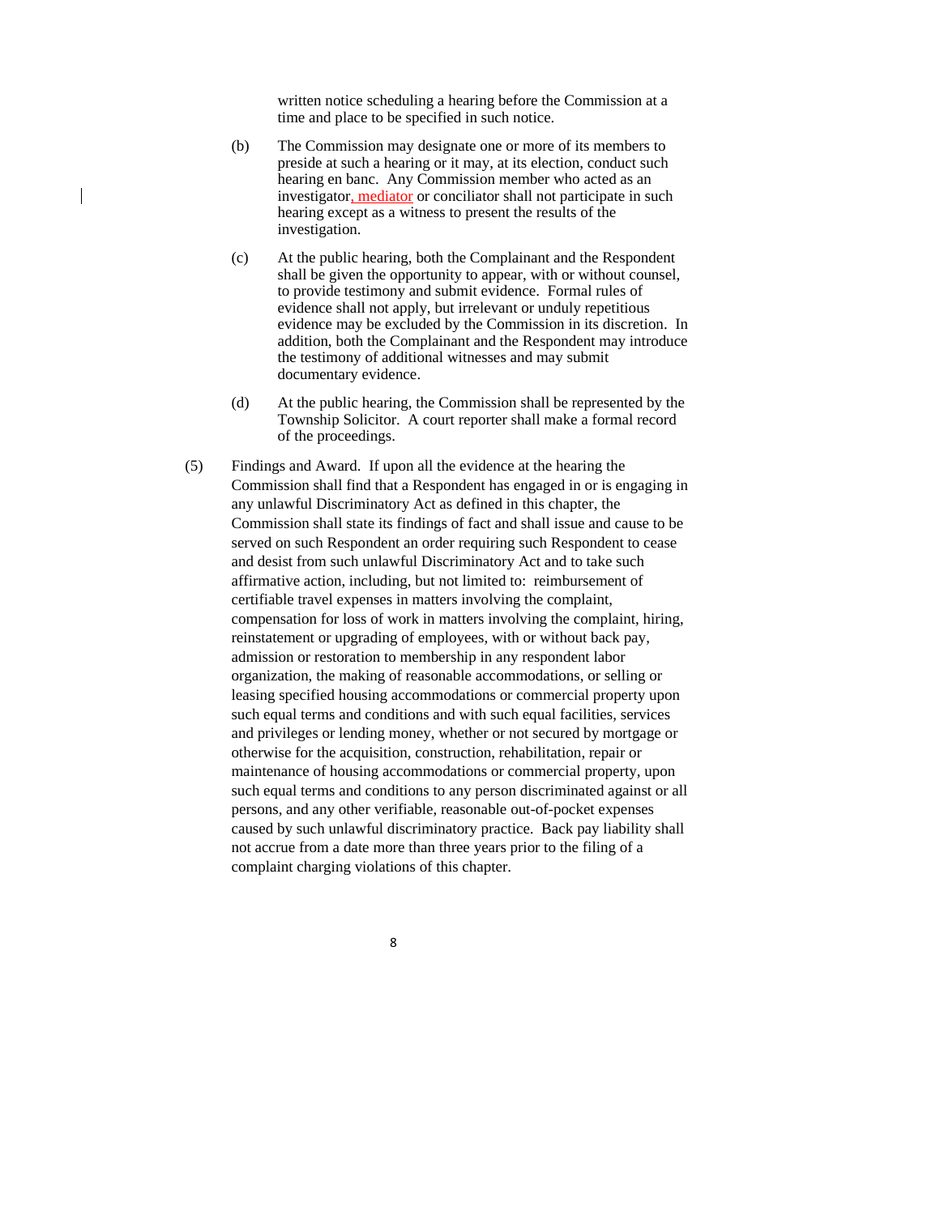written notice scheduling a hearing before the Commission at a time and place to be specified in such notice.

(b) The Commission may designate one or more of its members to preside at such a hearing or it may, at its election, conduct such hearing en banc. Any Commission member who acted as an investigator, mediator or conciliator shall not participate in such hearing except as a witness to present the results of the investigation.

(c) At the public hearing, both the Complainant and the Respondent shall be given the opportunity to appear, with or without counsel, to provide testimony and submit evidence. Formal rules of evidence shall not apply, but irrelevant or unduly repetitious evidence may be excluded by the Commission in its discretion. In addition, both the Complainant and the Respondent may introduce the testimony of additional witnesses and may submit documentary evidence.

(d) At the public hearing, the Commission shall be represented by the Township Solicitor. A court reporter shall make a formal record of the proceedings.

(5) Findings and Award. If upon all the evidence at the hearing the Commission shall find that a Respondent has engaged in or is engaging in any unlawful Discriminatory Act as defined in this chapter, the Commission shall state its findings of fact and shall issue and cause to be served on such Respondent an order requiring such Respondent to cease and desist from such unlawful Discriminatory Act and to take such affirmative action, including, but not limited to: reimbursement of certifiable travel expenses in matters involving the complaint, compensation for loss of work in matters involving the complaint, hiring, reinstatement or upgrading of employees, with or without back pay, admission or restoration to membership in any respondent labor organization, the making of reasonable accommodations, or selling or leasing specified housing accommodations or commercial property upon such equal terms and conditions and with such equal facilities, services and privileges or lending money, whether or not secured by mortgage or otherwise for the acquisition, construction, rehabilitation, repair or maintenance of housing accommodations or commercial property, upon such equal terms and conditions to any person discriminated against or all persons, and any other verifiable, reasonable out-of-pocket expenses caused by such unlawful discriminatory practice. Back pay liability shall not accrue from a date more than three years prior to the filing of a complaint charging violations of this chapter.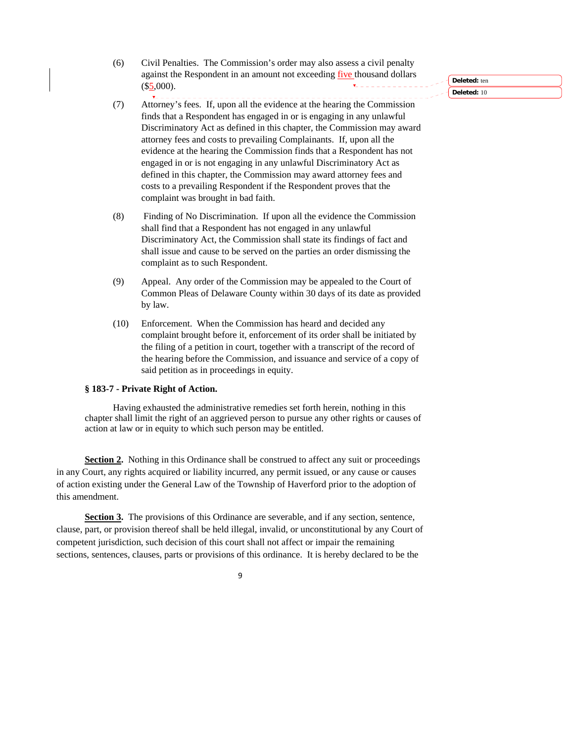(6) Civil Penalties. The Commission's order may also assess a civil penalty against the Respondent in an amount not exceeding five thousand dollars ($5,000).

(7) Attorney's fees. If, upon all the evidence at the hearing the Commission finds that a Respondent has engaged in or is engaging in any unlawful Discriminatory Act as defined in this chapter, the Commission may award attorney fees and costs to prevailing Complainants. If, upon all the evidence at the hearing the Commission finds that a Respondent has not engaged in or is not engaging in any unlawful Discriminatory Act as defined in this chapter, the Commission may award attorney fees and costs to a prevailing Respondent if the Respondent proves that the complaint was brought in bad faith.

(8) Finding of No Discrimination. If upon all the evidence the Commission shall find that a Respondent has not engaged in any unlawful Discriminatory Act, the Commission shall state its findings of fact and shall issue and cause to be served on the parties an order dismissing the complaint as to such Respondent.

(9) Appeal. Any order of the Commission may be appealed to the Court of Common Pleas of Delaware County within 30 days of its date as provided by law.

(10) Enforcement. When the Commission has heard and decided any complaint brought before it, enforcement of its order shall be initiated by the filing of a petition in court, together with a transcript of the record of the hearing before the Commission, and issuance and service of a copy of said petition as in proceedings in equity.

**§ 183-7 - Private Right of Action.**

Having exhausted the administrative remedies set forth herein, nothing in this chapter shall limit the right of an aggrieved person to pursue any other rights or causes of action at law or in equity to which such person may be entitled.

**Section 2.** Nothing in this Ordinance shall be construed to affect any suit or proceedings in any Court, any rights acquired or liability incurred, any permit issued, or any cause or causes of action existing under the General Law of the Township of Haverford prior to the adoption of this amendment.

**Section 3.** The provisions of this Ordinance are severable, and if any section, sentence, clause, part, or provision thereof shall be held illegal, invalid, or unconstitutional by any Court of competent jurisdiction, such decision of this court shall not affect or impair the remaining sections, sentences, clauses, parts or provisions of this ordinance. It is hereby declared to be the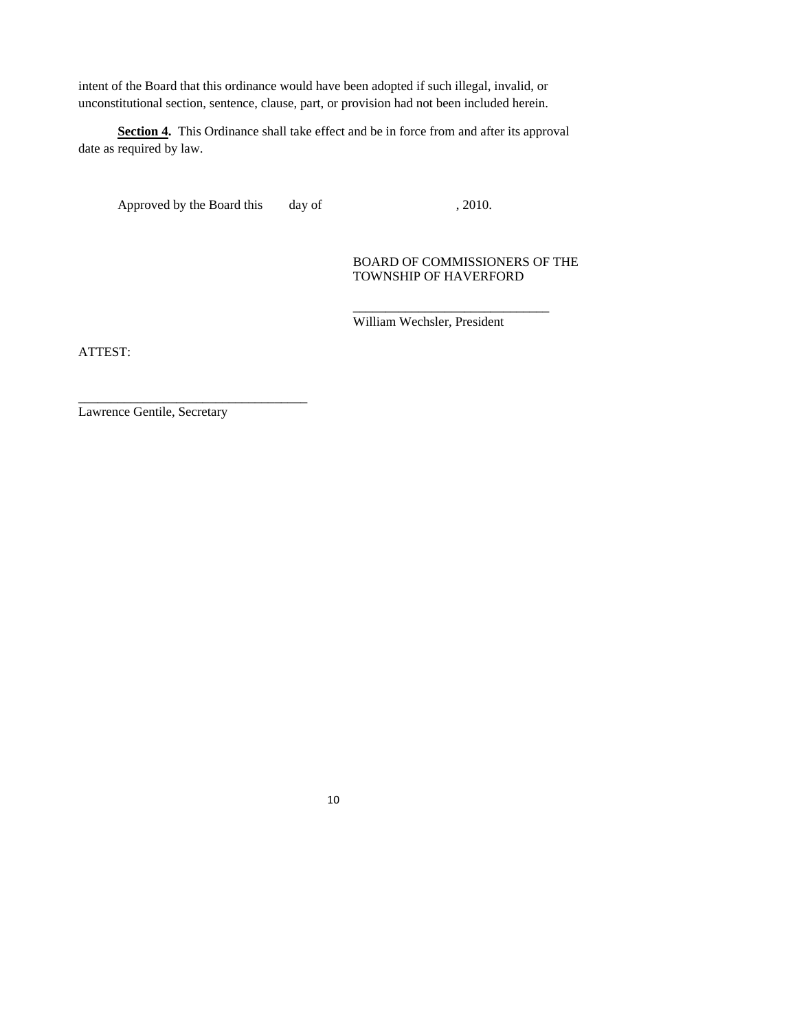intent of the Board that this ordinance would have been adopted if such illegal, invalid, or unconstitutional section, sentence, clause, part, or provision had not been included herein.

**Section 4.** This Ordinance shall take effect and be in force from and after its approval date as required by law.

Approved by the Board this day of , 2010.

BOARD OF COMMISSIONERS OF THE
TOWNSHIP OF HAVERFORD

______________________________
William Wechsler, President

ATTEST:

___________________________________
Lawrence Gentile, Secretary